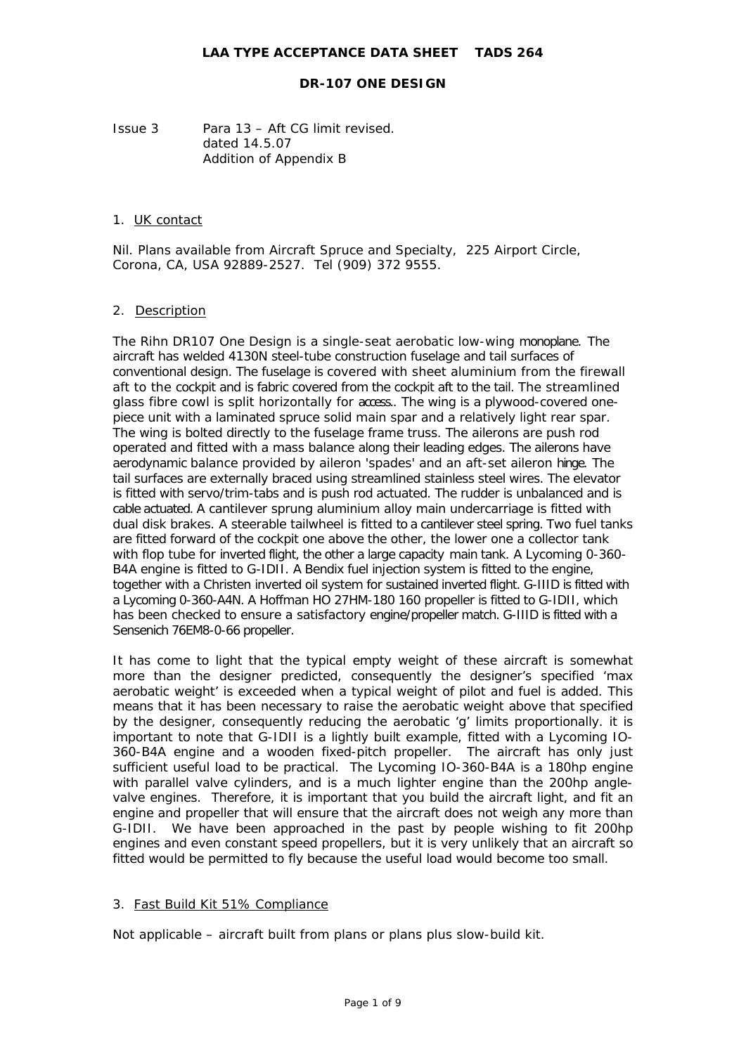**LAA TYPE ACCEPTANCE DATA SHEET TADS 264**

**DR-107 ONE DESIGN**

Issue 3 Para 13 – Aft CG limit revised.
dated 14.5.07
Addition of Appendix B

1. UK contact

Nil. Plans available from Aircraft Spruce and Specialty, 225 Airport Circle, Corona, CA, USA 92889-2527. Tel (909) 372 9555.

2. Description

The Rihn DR107 One Design is a single-seat aerobatic low-wing monoplane. The aircraft has welded 4130N steel-tube construction fuselage and tail surfaces of conventional design. The fuselage is covered with sheet aluminium from the firewall aft to the cockpit and is fabric covered from the cockpit aft to the tail. The streamlined glass fibre cowl is split horizontally for access.. The wing is a plywood-covered one-piece unit with a laminated spruce solid main spar and a relatively light rear spar. The wing is bolted directly to the fuselage frame truss. The ailerons are push rod operated and fitted with a mass balance along their leading edges. The ailerons have aerodynamic balance provided by aileron 'spades' and an aft-set aileron hinge. The tail surfaces are externally braced using streamlined stainless steel wires. The elevator is fitted with servo/trim-tabs and is push rod actuated. The rudder is unbalanced and is cable actuated. A cantilever sprung aluminium alloy main undercarriage is fitted with dual disk brakes. A steerable tailwheel is fitted to a cantilever steel spring. Two fuel tanks are fitted forward of the cockpit one above the other, the lower one a collector tank with flop tube for inverted flight, the other a large capacity main tank. A Lycoming 0-360-B4A engine is fitted to G-IDII. A Bendix fuel injection system is fitted to the engine, together with a Christen inverted oil system for sustained inverted flight. G-IIID is fitted with a Lycoming 0-360-A4N. A Hoffman HO 27HM-180 160 propeller is fitted to G-IDII, which has been checked to ensure a satisfactory engine/propeller match. G-IIID is fitted with a Sensenich 76EM8-0-66 propeller.

It has come to light that the typical empty weight of these aircraft is somewhat more than the designer predicted, consequently the designer's specified 'max aerobatic weight' is exceeded when a typical weight of pilot and fuel is added. This means that it has been necessary to raise the aerobatic weight above that specified by the designer, consequently reducing the aerobatic 'g' limits proportionally. it is important to note that G-IDII is a lightly built example, fitted with a Lycoming IO-360-B4A engine and a wooden fixed-pitch propeller. The aircraft has only just sufficient useful load to be practical. The Lycoming IO-360-B4A is a 180hp engine with parallel valve cylinders, and is a much lighter engine than the 200hp angle-valve engines. Therefore, it is important that you build the aircraft light, and fit an engine and propeller that will ensure that the aircraft does not weigh any more than G-IDII. We have been approached in the past by people wishing to fit 200hp engines and even constant speed propellers, but it is very unlikely that an aircraft so fitted would be permitted to fly because the useful load would become too small.

3. Fast Build Kit 51% Compliance

Not applicable – aircraft built from plans or plans plus slow-build kit.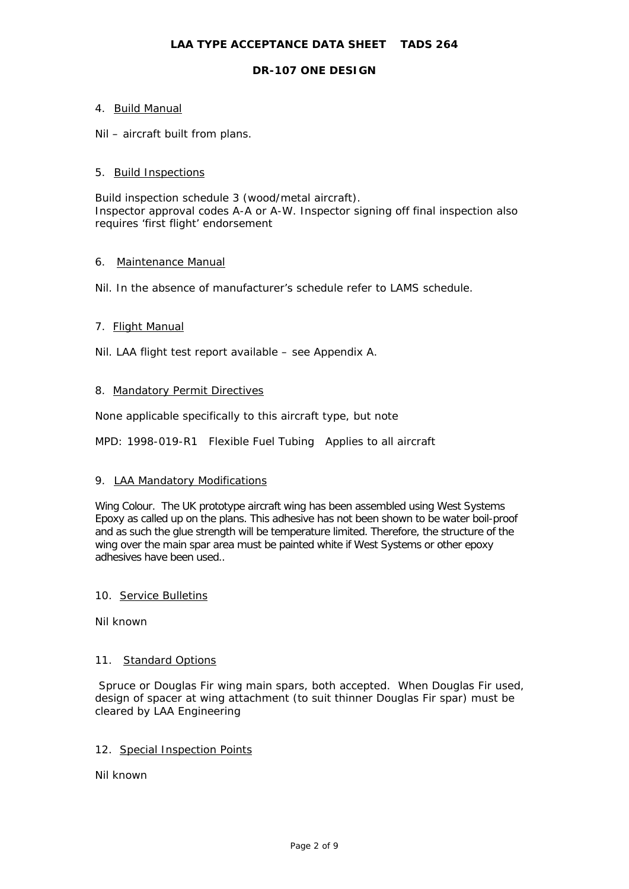## 4. Build Manual

Nil – aircraft built from plans.

## 5. Build Inspections

Build inspection schedule 3 (wood/metal aircraft).
Inspector approval codes A-A or A-W. Inspector signing off final inspection also requires 'first flight' endorsement

## 6. Maintenance Manual

Nil. In the absence of manufacturer's schedule refer to LAMS schedule.

## 7. Flight Manual

Nil. LAA flight test report available – see Appendix A.

## 8. Mandatory Permit Directives

None applicable specifically to this aircraft type, but note

MPD: 1998-019-R1   Flexible Fuel Tubing   Applies to all aircraft

## 9. LAA Mandatory Modifications

Wing Colour. The UK prototype aircraft wing has been assembled using West Systems Epoxy as called up on the plans. This adhesive has not been shown to be water boil-proof and as such the glue strength will be temperature limited. Therefore, the structure of the wing over the main spar area must be painted white if West Systems or other epoxy adhesives have been used..

## 10. Service Bulletins

Nil known

## 11. Standard Options

Spruce or Douglas Fir wing main spars, both accepted. When Douglas Fir used, design of spacer at wing attachment (to suit thinner Douglas Fir spar) must be cleared by LAA Engineering

## 12. Special Inspection Points

Nil known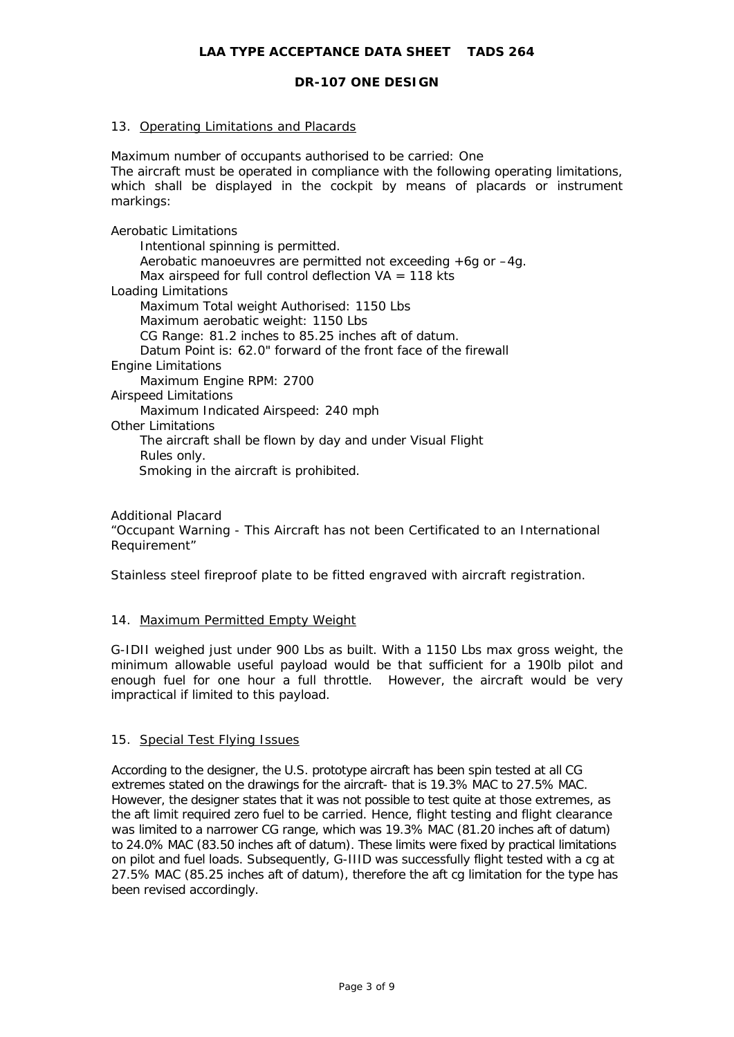## 13. Operating Limitations and Placards

Maximum number of occupants authorised to be carried: One
The aircraft must be operated in compliance with the following operating limitations, which shall be displayed in the cockpit by means of placards or instrument markings:

Aerobatic Limitations
- Intentional spinning is permitted.
- Aerobatic manoeuvres are permitted not exceeding +6g or –4g.
- Max airspeed for full control deflection VA = 118 kts

Loading Limitations
- Maximum Total weight Authorised: 1150 Lbs
- Maximum aerobatic weight: 1150 Lbs
- CG Range: 81.2 inches to 85.25 inches aft of datum.
- Datum Point is: 62.0" forward of the front face of the firewall

Engine Limitations
- Maximum Engine RPM: 2700

Airspeed Limitations
- Maximum Indicated Airspeed: 240 mph

Other Limitations
- The aircraft shall be flown by day and under Visual Flight Rules only.
- Smoking in the aircraft is prohibited.

Additional Placard
"Occupant Warning - This Aircraft has not been Certificated to an International Requirement"

Stainless steel fireproof plate to be fitted engraved with aircraft registration.

## 14. Maximum Permitted Empty Weight

G-IDII weighed just under 900 Lbs as built. With a 1150 Lbs max gross weight, the minimum allowable useful payload would be that sufficient for a 190lb pilot and enough fuel for one hour a full throttle. However, the aircraft would be very impractical if limited to this payload.

## 15. Special Test Flying Issues

According to the designer, the U.S. prototype aircraft has been spin tested at all CG extremes stated on the drawings for the aircraft- that is 19.3% MAC to 27.5% MAC. However, the designer states that it was not possible to test quite at those extremes, as the aft limit required zero fuel to be carried. Hence, flight testing and flight clearance was limited to a narrower CG range, which was 19.3% MAC (81.20 inches aft of datum) to 24.0% MAC (83.50 inches aft of datum). These limits were fixed by practical limitations on pilot and fuel loads. Subsequently, G-IIID was successfully flight tested with a cg at 27.5% MAC (85.25 inches aft of datum), therefore the aft cg limitation for the type has been revised accordingly.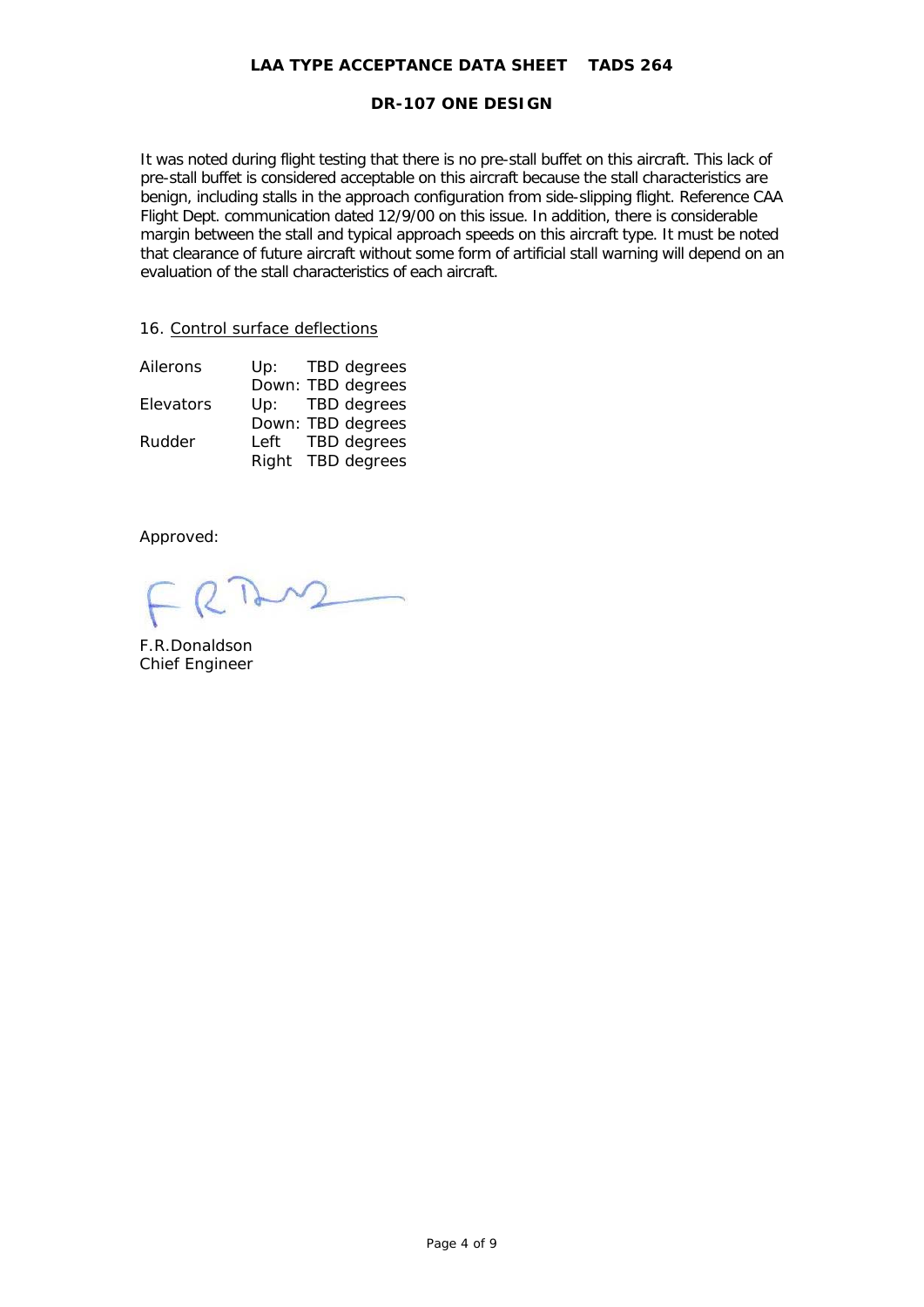It was noted during flight testing that there is no pre-stall buffet on this aircraft. This lack of pre-stall buffet is considered acceptable on this aircraft because the stall characteristics are benign, including stalls in the approach configuration from side-slipping flight. Reference CAA Flight Dept. communication dated 12/9/00 on this issue. In addition, there is considerable margin between the stall and typical approach speeds on this aircraft type. It must be noted that clearance of future aircraft without some form of artificial stall warning will depend on an evaluation of the stall characteristics of each aircraft.

16. Control surface deflections

| | | |
|---|---|---|
| Ailerons | Up: | TBD degrees |
| | Down: | TBD degrees |
| Elevators | Up: | TBD degrees |
| | Down: | TBD degrees |
| Rudder | Left | TBD degrees |
| | Right | TBD degrees |

Approved:

F.R.Donaldson
Chief Engineer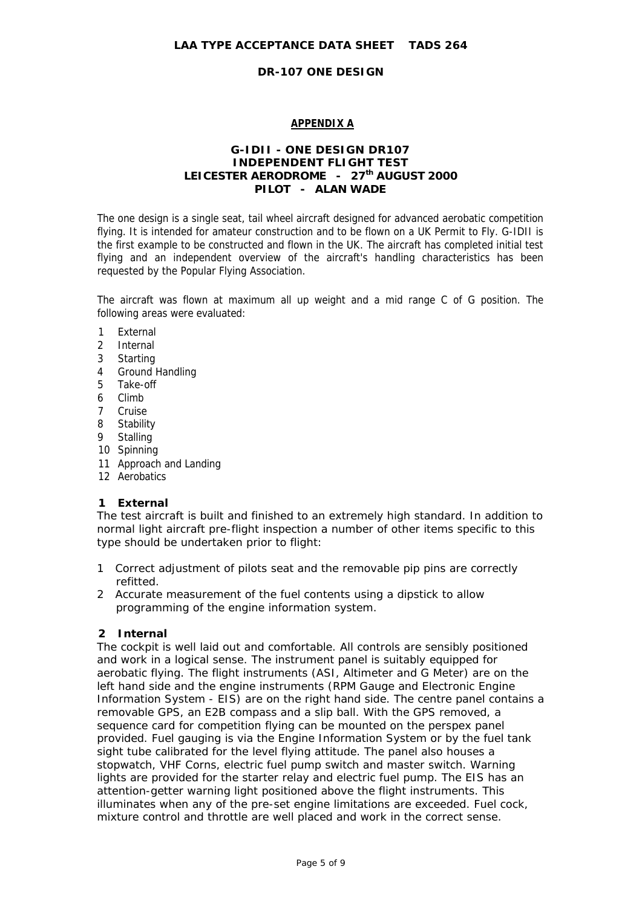**LAA TYPE ACCEPTANCE DATA SHEET TADS 264**

**DR-107 ONE DESIGN**

**APPENDIX A**

**G-IDII - ONE DESIGN DR107**
**INDEPENDENT FLIGHT TEST**
**LEICESTER AERODROME - 27th AUGUST 2000**
**PILOT - ALAN WADE**

The one design is a single seat, tail wheel aircraft designed for advanced aerobatic competition flying. It is intended for amateur construction and to be flown on a UK Permit to Fly. G-IDII is the first example to be constructed and flown in the UK. The aircraft has completed initial test flying and an independent overview of the aircraft's handling characteristics has been requested by the Popular Flying Association.

The aircraft was flown at maximum all up weight and a mid range C of G position. The following areas were evaluated:

1. External
2. Internal
3. Starting
4. Ground Handling
5. Take-off
6. Climb
7. Cruise
8. Stability
9. Stalling
10. Spinning
11. Approach and Landing
12. Aerobatics

## 1 External

The test aircraft is built and finished to an extremely high standard. In addition to normal light aircraft pre-flight inspection a number of other items specific to this type should be undertaken prior to flight:

1. Correct adjustment of pilots seat and the removable pip pins are correctly refitted.
2. Accurate measurement of the fuel contents using a dipstick to allow programming of the engine information system.

## 2 Internal

The cockpit is well laid out and comfortable. All controls are sensibly positioned and work in a logical sense. The instrument panel is suitably equipped for aerobatic flying. The flight instruments (ASI, Altimeter and G Meter) are on the left hand side and the engine instruments (RPM Gauge and Electronic Engine Information System - EIS) are on the right hand side. The centre panel contains a removable GPS, an E2B compass and a slip ball. With the GPS removed, a sequence card for competition flying can be mounted on the perspex panel provided. Fuel gauging is via the Engine Information System or by the fuel tank sight tube calibrated for the level flying attitude. The panel also houses a stopwatch, VHF Corns, electric fuel pump switch and master switch. Warning lights are provided for the starter relay and electric fuel pump. The EIS has an attention-getter warning light positioned above the flight instruments. This illuminates when any of the pre-set engine limitations are exceeded. Fuel cock, mixture control and throttle are well placed and work in the correct sense.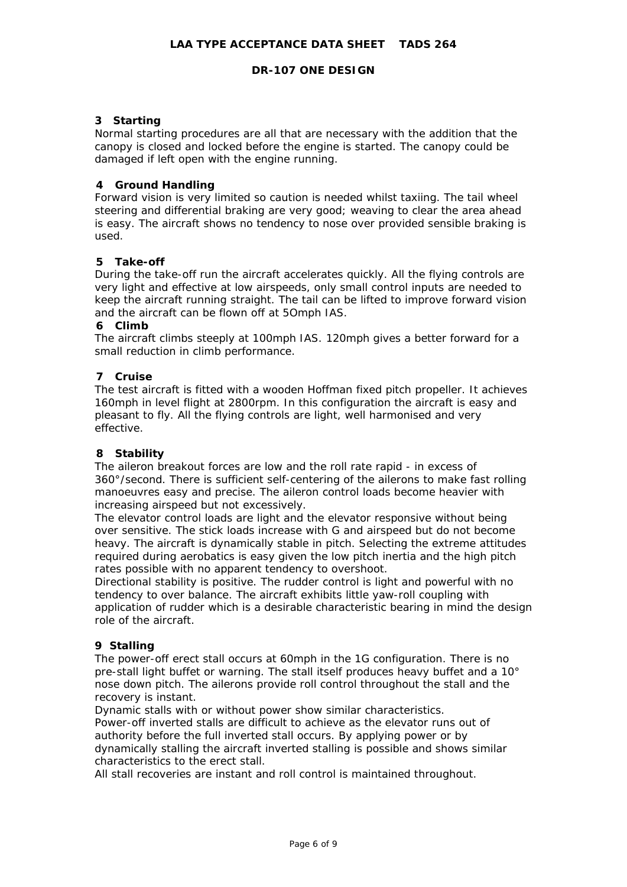### 3 Starting

Normal starting procedures are all that are necessary with the addition that the canopy is closed and locked before the engine is started. The canopy could be damaged if left open with the engine running.

### 4 Ground Handling

Forward vision is very limited so caution is needed whilst taxiing. The tail wheel steering and differential braking are very good; weaving to clear the area ahead is easy. The aircraft shows no tendency to nose over provided sensible braking is used.

### 5 Take-off

During the take-off run the aircraft accelerates quickly. All the flying controls are very light and effective at low airspeeds, only small control inputs are needed to keep the aircraft running straight. The tail can be lifted to improve forward vision and the aircraft can be flown off at 5Omph IAS.

### 6 Climb

The aircraft climbs steeply at 100mph IAS. 120mph gives a better forward for a small reduction in climb performance.

### 7 Cruise

The test aircraft is fitted with a wooden Hoffman fixed pitch propeller. It achieves 160mph in level flight at 2800rpm. In this configuration the aircraft is easy and pleasant to fly. All the flying controls are light, well harmonised and very effective.

### 8 Stability

The aileron breakout forces are low and the roll rate rapid - in excess of 360°/second. There is sufficient self-centering of the ailerons to make fast rolling manoeuvres easy and precise. The aileron control loads become heavier with increasing airspeed but not excessively.

The elevator control loads are light and the elevator responsive without being over sensitive. The stick loads increase with G and airspeed but do not become heavy. The aircraft is dynamically stable in pitch. Selecting the extreme attitudes required during aerobatics is easy given the low pitch inertia and the high pitch rates possible with no apparent tendency to overshoot.

Directional stability is positive. The rudder control is light and powerful with no tendency to over balance. The aircraft exhibits little yaw-roll coupling with application of rudder which is a desirable characteristic bearing in mind the design role of the aircraft.

### 9 Stalling

The power-off erect stall occurs at 60mph in the 1G configuration. There is no pre-stall light buffet or warning. The stall itself produces heavy buffet and a 10° nose down pitch. The ailerons provide roll control throughout the stall and the recovery is instant.

Dynamic stalls with or without power show similar characteristics.

Power-off inverted stalls are difficult to achieve as the elevator runs out of authority before the full inverted stall occurs. By applying power or by dynamically stalling the aircraft inverted stalling is possible and shows similar characteristics to the erect stall.

All stall recoveries are instant and roll control is maintained throughout.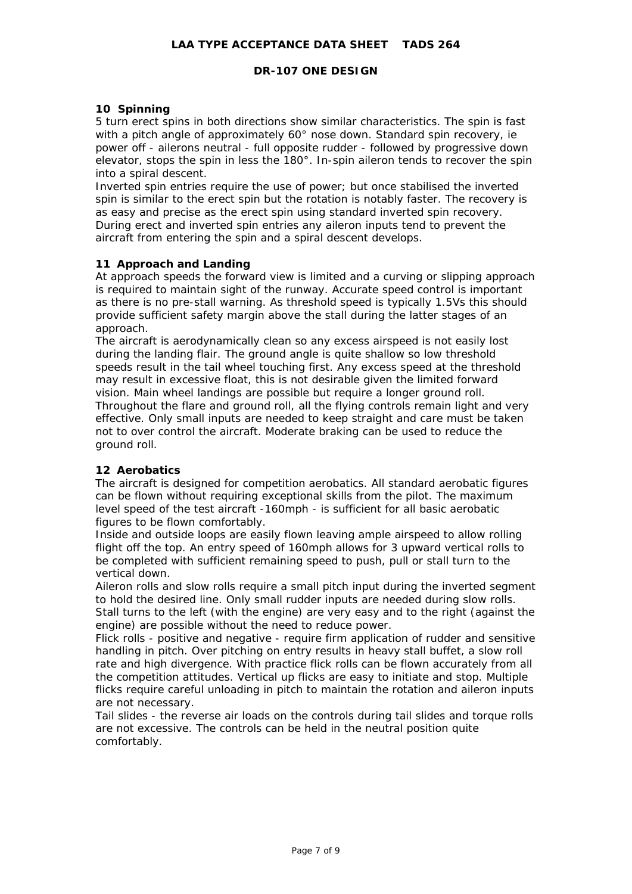## 10 Spinning

5 turn erect spins in both directions show similar characteristics. The spin is fast with a pitch angle of approximately 60° nose down. Standard spin recovery, ie power off - ailerons neutral - full opposite rudder - followed by progressive down elevator, stops the spin in less the 180°. In-spin aileron tends to recover the spin into a spiral descent.

Inverted spin entries require the use of power; but once stabilised the inverted spin is similar to the erect spin but the rotation is notably faster. The recovery is as easy and precise as the erect spin using standard inverted spin recovery. During erect and inverted spin entries any aileron inputs tend to prevent the aircraft from entering the spin and a spiral descent develops.

## 11 Approach and Landing

At approach speeds the forward view is limited and a curving or slipping approach is required to maintain sight of the runway. Accurate speed control is important as there is no pre-stall warning. As threshold speed is typically 1.5Vs this should provide sufficient safety margin above the stall during the latter stages of an approach.

The aircraft is aerodynamically clean so any excess airspeed is not easily lost during the landing flair. The ground angle is quite shallow so low threshold speeds result in the tail wheel touching first. Any excess speed at the threshold may result in excessive float, this is not desirable given the limited forward vision. Main wheel landings are possible but require a longer ground roll.

Throughout the flare and ground roll, all the flying controls remain light and very effective. Only small inputs are needed to keep straight and care must be taken not to over control the aircraft. Moderate braking can be used to reduce the ground roll.

## 12 Aerobatics

The aircraft is designed for competition aerobatics. All standard aerobatic figures can be flown without requiring exceptional skills from the pilot. The maximum level speed of the test aircraft -160mph - is sufficient for all basic aerobatic figures to be flown comfortably.

Inside and outside loops are easily flown leaving ample airspeed to allow rolling flight off the top. An entry speed of 160mph allows for 3 upward vertical rolls to be completed with sufficient remaining speed to push, pull or stall turn to the vertical down.

Aileron rolls and slow rolls require a small pitch input during the inverted segment to hold the desired line. Only small rudder inputs are needed during slow rolls.

Stall turns to the left (with the engine) are very easy and to the right (against the engine) are possible without the need to reduce power.

Flick rolls - positive and negative - require firm application of rudder and sensitive handling in pitch. Over pitching on entry results in heavy stall buffet, a slow roll rate and high divergence. With practice flick rolls can be flown accurately from all the competition attitudes. Vertical up flicks are easy to initiate and stop. Multiple flicks require careful unloading in pitch to maintain the rotation and aileron inputs are not necessary.

Tail slides - the reverse air loads on the controls during tail slides and torque rolls are not excessive. The controls can be held in the neutral position quite comfortably.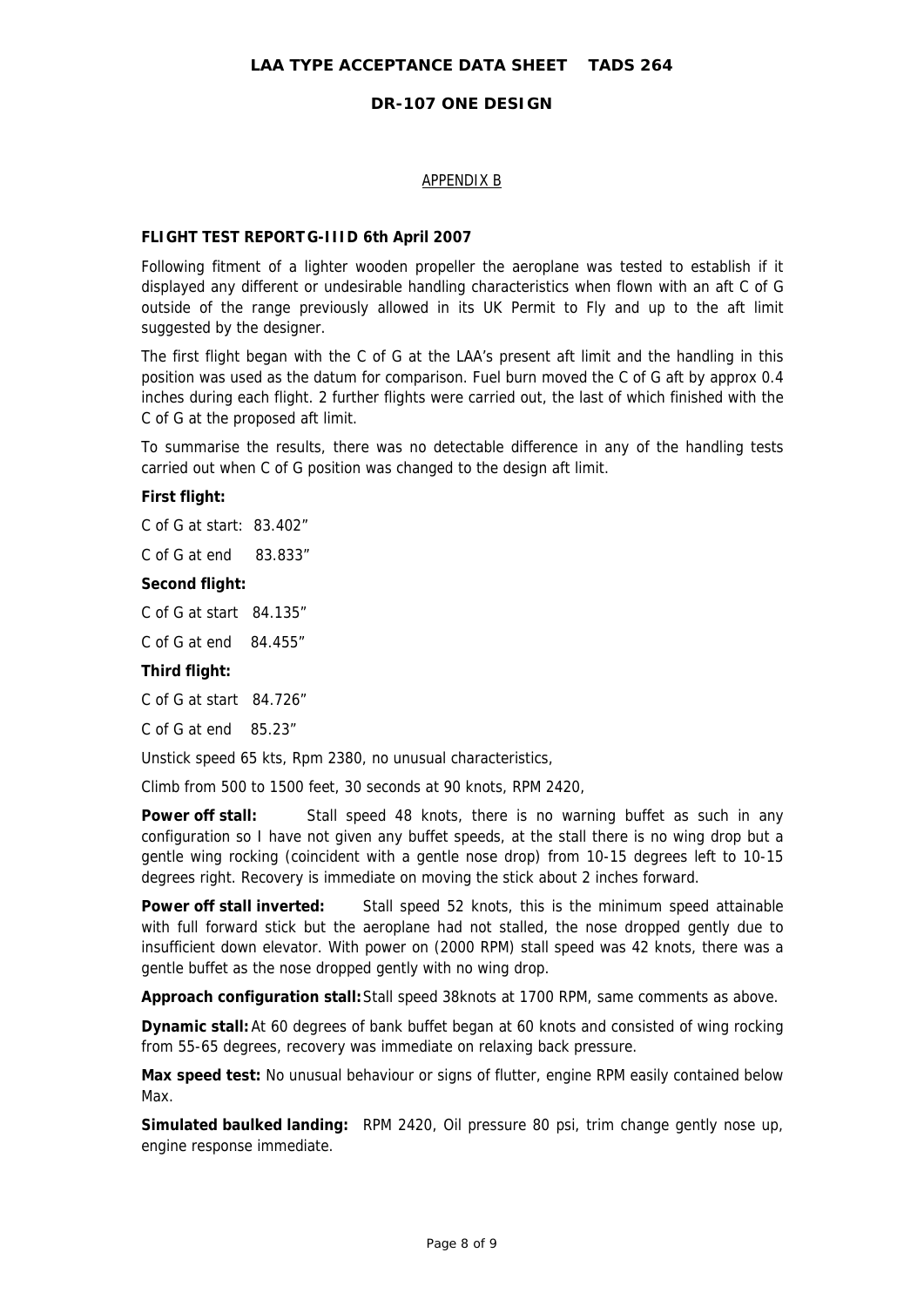# LAA TYPE ACCEPTANCE DATA SHEET TADS 264

## DR-107 ONE DESIGN

APPENDIX B

**FLIGHT TEST REPORT G-IIID 6th April 2007**

Following fitment of a lighter wooden propeller the aeroplane was tested to establish if it displayed any different or undesirable handling characteristics when flown with an aft C of G outside of the range previously allowed in its UK Permit to Fly and up to the aft limit suggested by the designer.

The first flight began with the C of G at the LAA's present aft limit and the handling in this position was used as the datum for comparison. Fuel burn moved the C of G aft by approx 0.4 inches during each flight. 2 further flights were carried out, the last of which finished with the C of G at the proposed aft limit.

To summarise the results, there was no detectable difference in any of the handling tests carried out when C of G position was changed to the design aft limit.

**First flight:**

C of G at start: 83.402"

C of G at end 83.833"

**Second flight:**

C of G at start 84.135"

C of G at end 84.455"

**Third flight:**

C of G at start 84.726"

C of G at end 85.23"

Unstick speed 65 kts, Rpm 2380, no unusual characteristics,

Climb from 500 to 1500 feet, 30 seconds at 90 knots, RPM 2420,

**Power off stall:** Stall speed 48 knots, there is no warning buffet as such in any configuration so I have not given any buffet speeds, at the stall there is no wing drop but a gentle wing rocking (coincident with a gentle nose drop) from 10-15 degrees left to 10-15 degrees right. Recovery is immediate on moving the stick about 2 inches forward.

**Power off stall inverted:** Stall speed 52 knots, this is the minimum speed attainable with full forward stick but the aeroplane had not stalled, the nose dropped gently due to insufficient down elevator. With power on (2000 RPM) stall speed was 42 knots, there was a gentle buffet as the nose dropped gently with no wing drop.

**Approach configuration stall:** Stall speed 38knots at 1700 RPM, same comments as above.

**Dynamic stall:** At 60 degrees of bank buffet began at 60 knots and consisted of wing rocking from 55-65 degrees, recovery was immediate on relaxing back pressure.

**Max speed test:** No unusual behaviour or signs of flutter, engine RPM easily contained below Max.

**Simulated baulked landing:** RPM 2420, Oil pressure 80 psi, trim change gently nose up, engine response immediate.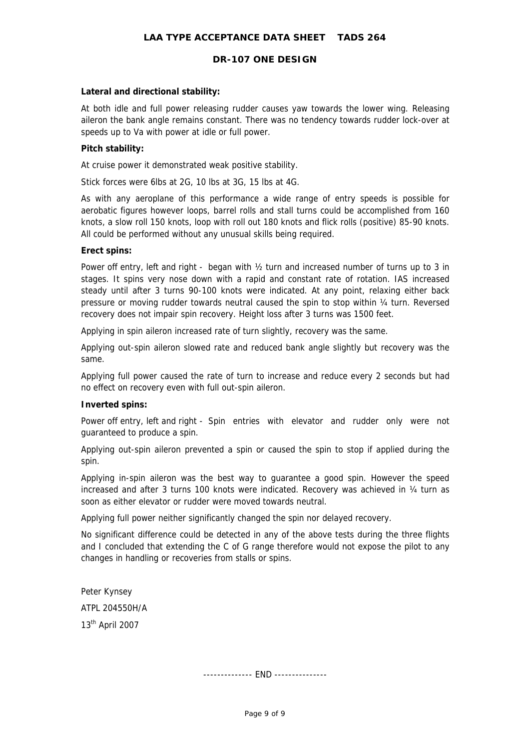**Lateral and directional stability:**

At both idle and full power releasing rudder causes yaw towards the lower wing. Releasing aileron the bank angle remains constant. There was no tendency towards rudder lock-over at speeds up to Va with power at idle or full power.

**Pitch stability:**

At cruise power it demonstrated weak positive stability.

Stick forces were 6lbs at 2G, 10 lbs at 3G, 15 lbs at 4G.

As with any aeroplane of this performance a wide range of entry speeds is possible for aerobatic figures however loops, barrel rolls and stall turns could be accomplished from 160 knots, a slow roll 150 knots, loop with roll out 180 knots and flick rolls (positive) 85-90 knots. All could be performed without any unusual skills being required.

**Erect spins:**

Power off entry, left and right - began with ½ turn and increased number of turns up to 3 in stages. It spins very nose down with a rapid and constant rate of rotation. IAS increased steady until after 3 turns 90-100 knots were indicated. At any point, relaxing either back pressure or moving rudder towards neutral caused the spin to stop within ¼ turn. Reversed recovery does not impair spin recovery. Height loss after 3 turns was 1500 feet.

Applying in spin aileron increased rate of turn slightly, recovery was the same.

Applying out-spin aileron slowed rate and reduced bank angle slightly but recovery was the same.

Applying full power caused the rate of turn to increase and reduce every 2 seconds but had no effect on recovery even with full out-spin aileron.

**Inverted spins:**

Power off entry, left and right - Spin entries with elevator and rudder only were not guaranteed to produce a spin.

Applying out-spin aileron prevented a spin or caused the spin to stop if applied during the spin.

Applying in-spin aileron was the best way to guarantee a good spin. However the speed increased and after 3 turns 100 knots were indicated. Recovery was achieved in ¼ turn as soon as either elevator or rudder were moved towards neutral.

Applying full power neither significantly changed the spin nor delayed recovery.

No significant difference could be detected in any of the above tests during the three flights and I concluded that extending the C of G range therefore would not expose the pilot to any changes in handling or recoveries from stalls or spins.

Peter Kynsey

ATPL 204550H/A

13th April 2007

-------------- END ---------------